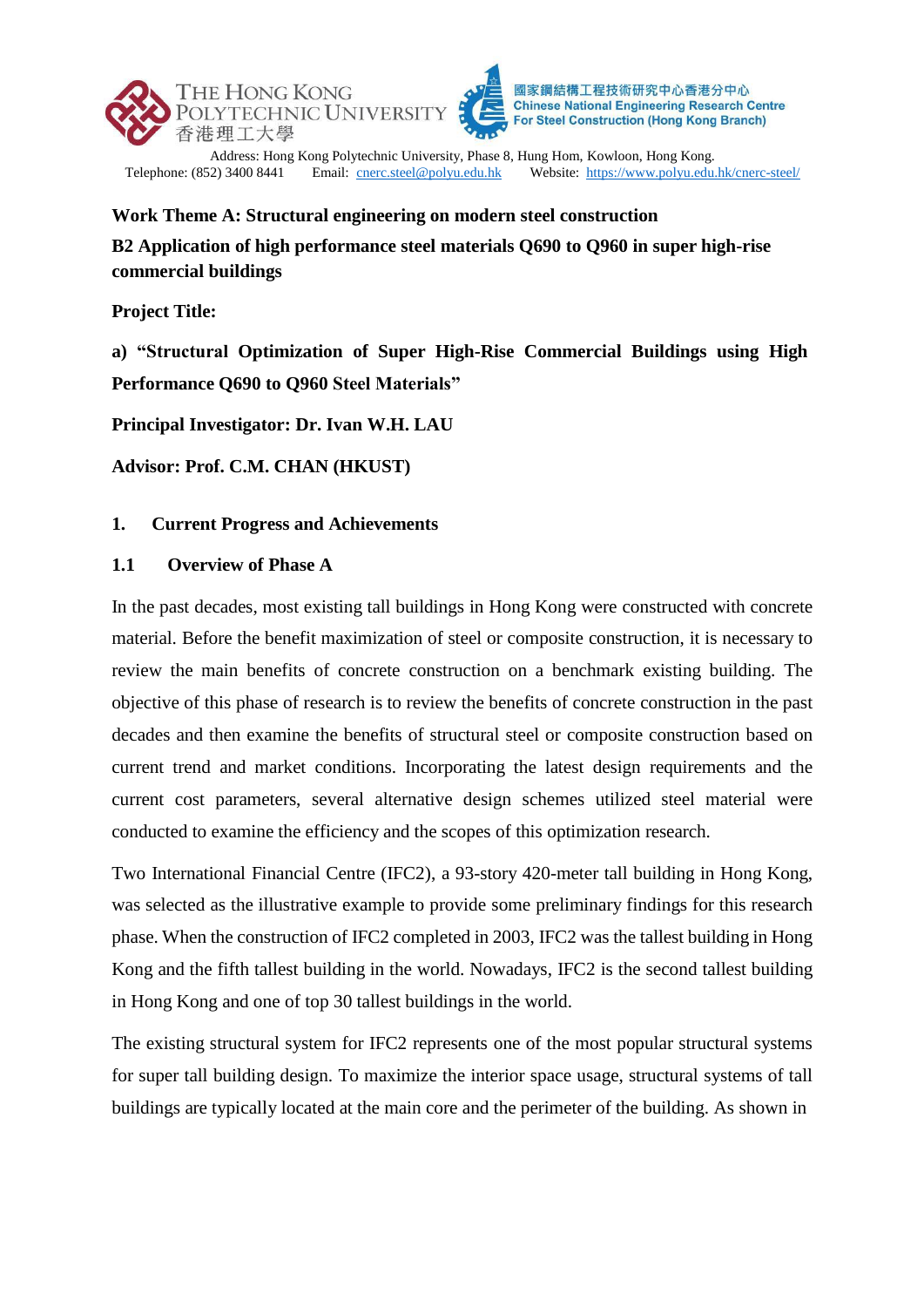THE HONG KONG POLYTECHNIC UNIVERSITY 香港理工大學

國家鋼結構工程技術研究中心香港分中心 Chinese National Engineering Research Centre For Steel Construction (Hong Kong Branch)

Address: Hong Kong Polytechnic University, Phase 8, Hung Hom, Kowloon, Hong Kong.
Telephone: (852) 3400 8441 Email: cnerc.steel@polyu.edu.hk Website: https://www.polyu.edu.hk/cnerc-steel/

**Work Theme A: Structural engineering on modern steel construction**

**B2 Application of high performance steel materials Q690 to Q960 in super high-rise commercial buildings**

**Project Title:**

**a) "Structural Optimization of Super High-Rise Commercial Buildings using High Performance Q690 to Q960 Steel Materials"**

**Principal Investigator: Dr. Ivan W.H. LAU**

**Advisor: Prof. C.M. CHAN (HKUST)**

## 1. Current Progress and Achievements

### 1.1 Overview of Phase A

In the past decades, most existing tall buildings in Hong Kong were constructed with concrete material. Before the benefit maximization of steel or composite construction, it is necessary to review the main benefits of concrete construction on a benchmark existing building. The objective of this phase of research is to review the benefits of concrete construction in the past decades and then examine the benefits of structural steel or composite construction based on current trend and market conditions. Incorporating the latest design requirements and the current cost parameters, several alternative design schemes utilized steel material were conducted to examine the efficiency and the scopes of this optimization research.

Two International Financial Centre (IFC2), a 93-story 420-meter tall building in Hong Kong, was selected as the illustrative example to provide some preliminary findings for this research phase. When the construction of IFC2 completed in 2003, IFC2 was the tallest building in Hong Kong and the fifth tallest building in the world. Nowadays, IFC2 is the second tallest building in Hong Kong and one of top 30 tallest buildings in the world.

The existing structural system for IFC2 represents one of the most popular structural systems for super tall building design. To maximize the interior space usage, structural systems of tall buildings are typically located at the main core and the perimeter of the building. As shown in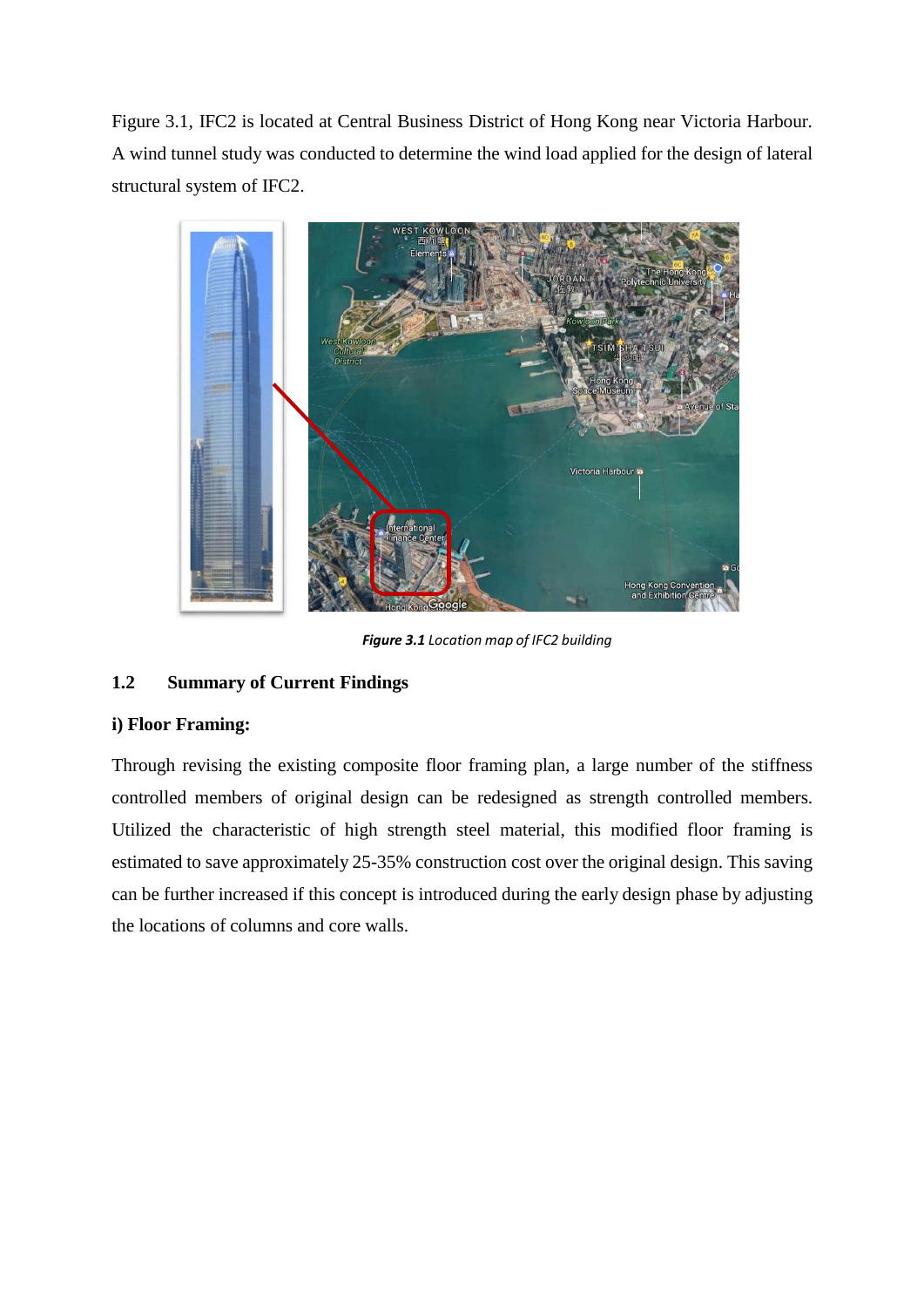Figure 3.1, IFC2 is located at Central Business District of Hong Kong near Victoria Harbour. A wind tunnel study was conducted to determine the wind load applied for the design of lateral structural system of IFC2.

***Figure 3.1** Location map of IFC2 building*

## 1.2 Summary of Current Findings

### i) Floor Framing:

Through revising the existing composite floor framing plan, a large number of the stiffness controlled members of original design can be redesigned as strength controlled members. Utilized the characteristic of high strength steel material, this modified floor framing is estimated to save approximately 25-35% construction cost over the original design. This saving can be further increased if this concept is introduced during the early design phase by adjusting the locations of columns and core walls.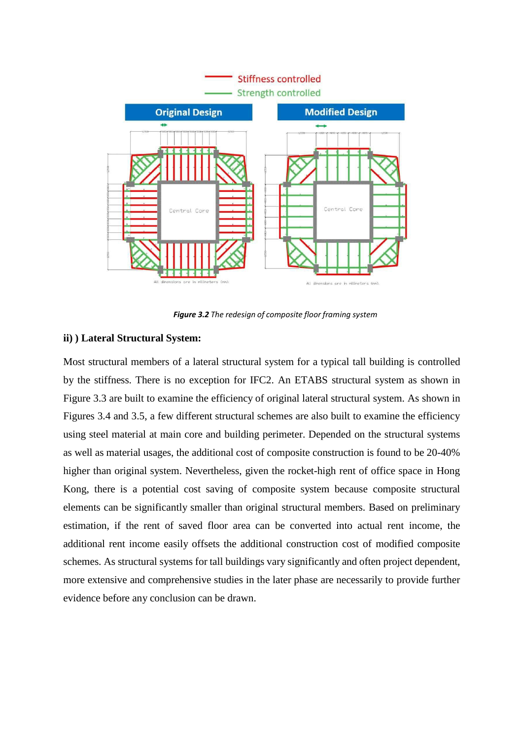*Figure 3.2 The redesign of composite floor framing system*

**ii) ) Lateral Structural System:**

Most structural members of a lateral structural system for a typical tall building is controlled by the stiffness. There is no exception for IFC2. An ETABS structural system as shown in Figure 3.3 are built to examine the efficiency of original lateral structural system. As shown in Figures 3.4 and 3.5, a few different structural schemes are also built to examine the efficiency using steel material at main core and building perimeter. Depended on the structural systems as well as material usages, the additional cost of composite construction is found to be 20-40% higher than original system. Nevertheless, given the rocket-high rent of office space in Hong Kong, there is a potential cost saving of composite system because composite structural elements can be significantly smaller than original structural members. Based on preliminary estimation, if the rent of saved floor area can be converted into actual rent income, the additional rent income easily offsets the additional construction cost of modified composite schemes. As structural systems for tall buildings vary significantly and often project dependent, more extensive and comprehensive studies in the later phase are necessarily to provide further evidence before any conclusion can be drawn.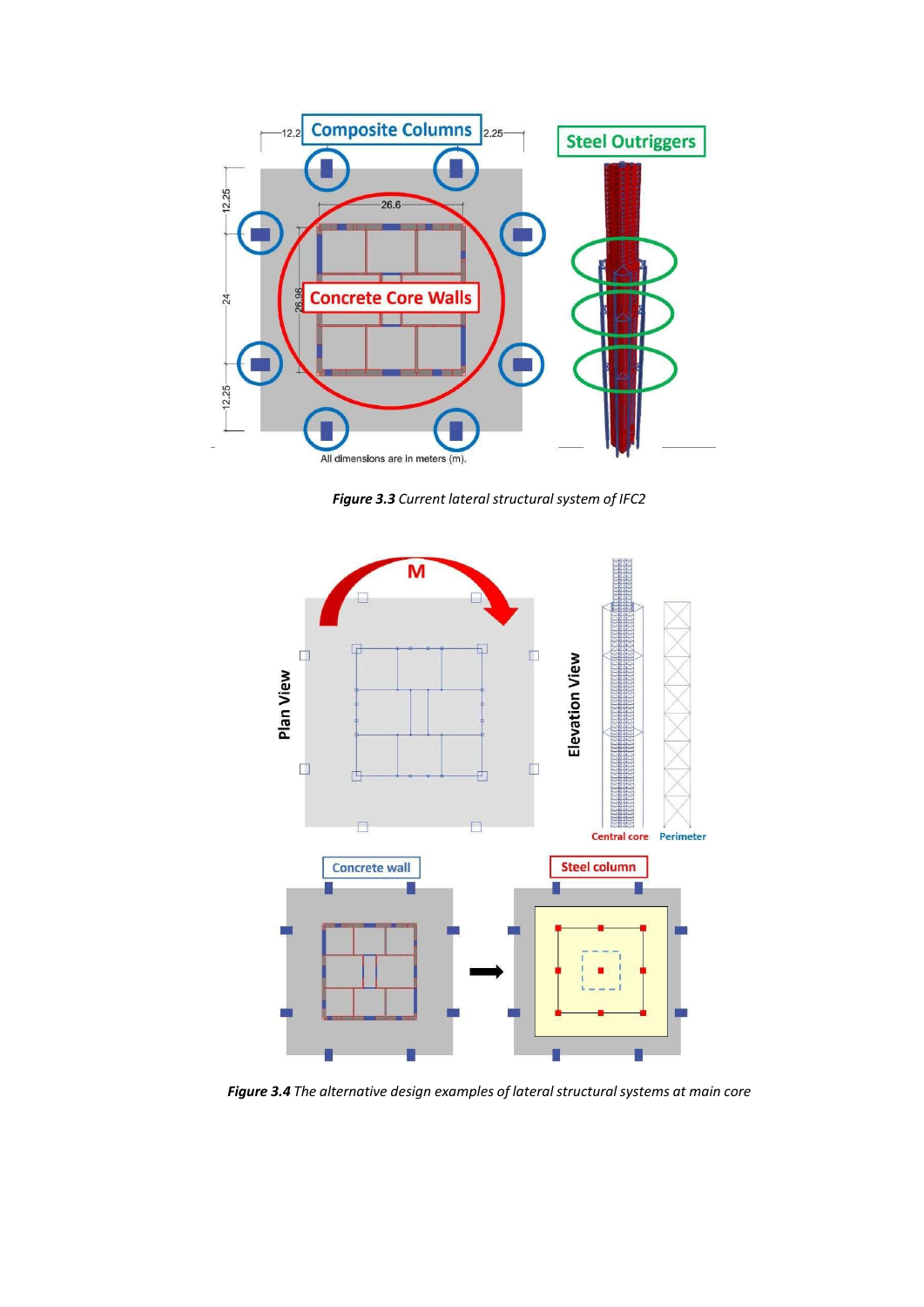**Figure 3.3** *Current lateral structural system of IFC2*

**Figure 3.4** *The alternative design examples of lateral structural systems at main core*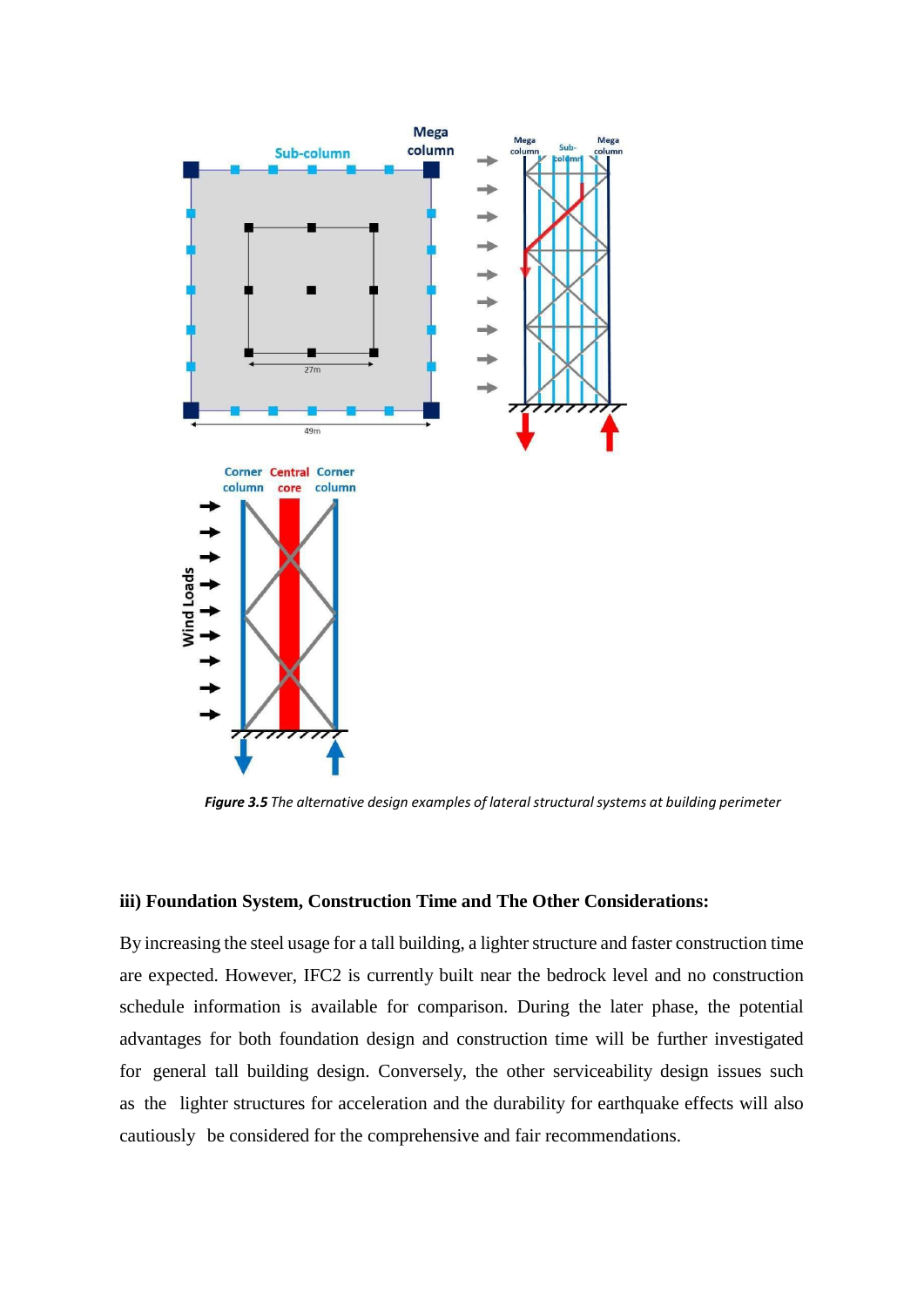Mega column

Sub-column

27m

49m

Mega column

Sub-column

Mega column

Corner column

Central core

Corner column

Wind Loads

***Figure 3.5*** *The alternative design examples of lateral structural systems at building perimeter*

**iii) Foundation System, Construction Time and The Other Considerations:**

By increasing the steel usage for a tall building, a lighter structure and faster construction time are expected. However, IFC2 is currently built near the bedrock level and no construction schedule information is available for comparison. During the later phase, the potential advantages for both foundation design and construction time will be further investigated for general tall building design. Conversely, the other serviceability design issues such as the lighter structures for acceleration and the durability for earthquake effects will also cautiously be considered for the comprehensive and fair recommendations.